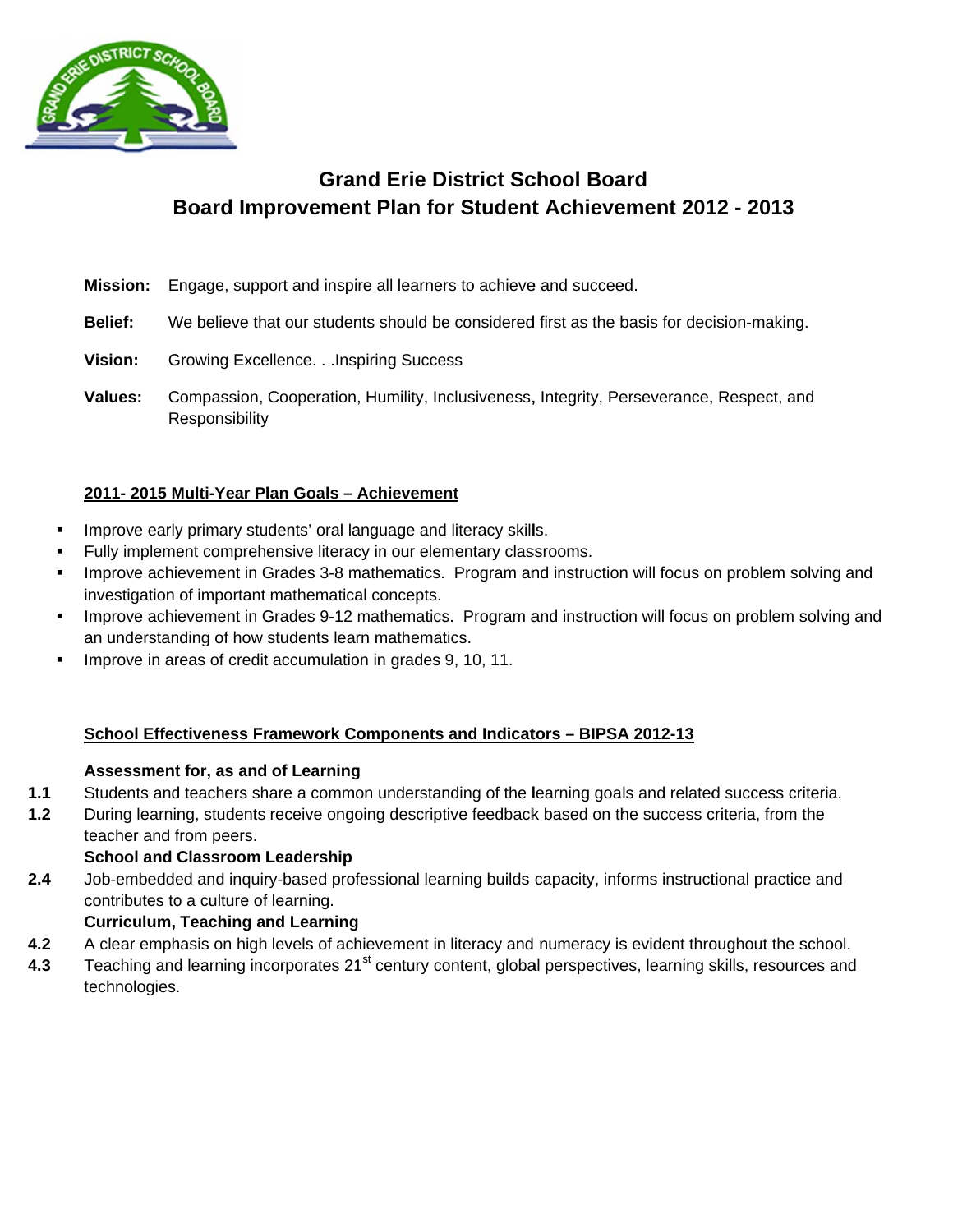# Grand Erie District School Board
# Board Improvement Plan for Student Achievement 2012 - 2013

**Mission:** Engage, support and inspire all learners to achieve and succeed.

**Belief:** We believe that our students should be considered first as the basis for decision-making.

**Vision:** Growing Excellence. . .Inspiring Success

**Values:** Compassion, Cooperation, Humility, Inclusiveness, Integrity, Perseverance, Respect, and Responsibility

## 2011- 2015 Multi-Year Plan Goals – Achievement

- Improve early primary students' oral language and literacy skills.
- Fully implement comprehensive literacy in our elementary classrooms.
- Improve achievement in Grades 3-8 mathematics. Program and instruction will focus on problem solving and investigation of important mathematical concepts.
- Improve achievement in Grades 9-12 mathematics. Program and instruction will focus on problem solving and an understanding of how students learn mathematics.
- Improve in areas of credit accumulation in grades 9, 10, 11.

## School Effectiveness Framework Components and Indicators – BIPSA 2012-13

**Assessment for, as and of Learning**

**1.1** Students and teachers share a common understanding of the learning goals and related success criteria.

**1.2** During learning, students receive ongoing descriptive feedback based on the success criteria, from the teacher and from peers.

**School and Classroom Leadership**

**2.4** Job-embedded and inquiry-based professional learning builds capacity, informs instructional practice and contributes to a culture of learning.

**Curriculum, Teaching and Learning**

**4.2** A clear emphasis on high levels of achievement in literacy and numeracy is evident throughout the school.

**4.3** Teaching and learning incorporates 21st century content, global perspectives, learning skills, resources and technologies.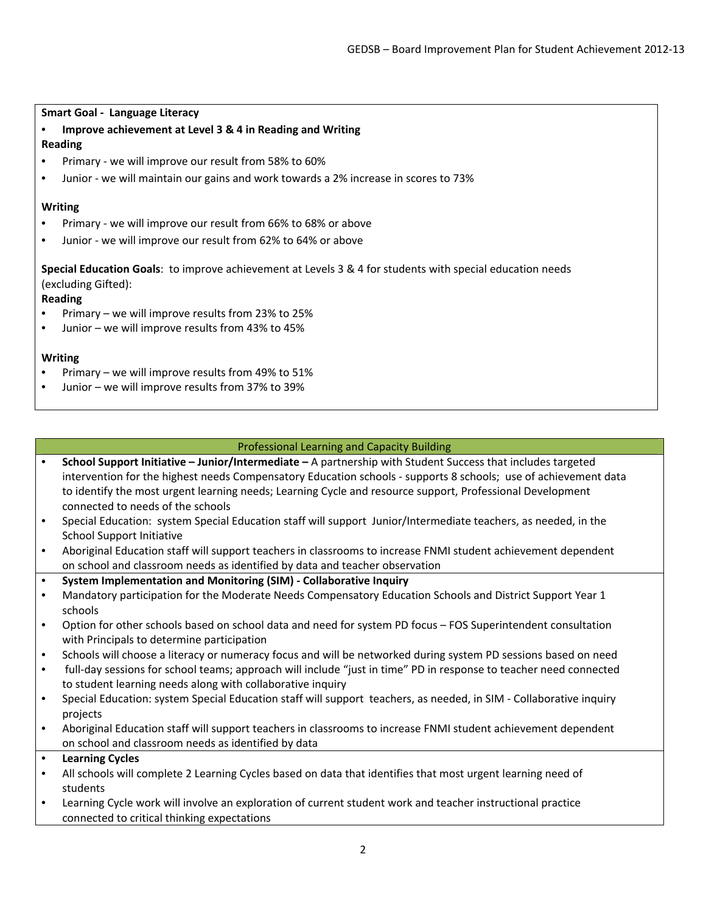**Smart Goal - Language Literacy**

- **Improve achievement at Level 3 & 4 in Reading and Writing**

**Reading**

- Primary - we will improve our result from 58% to 60%
- Junior - we will maintain our gains and work towards a 2% increase in scores to 73%

**Writing**

- Primary - we will improve our result from 66% to 68% or above
- Junior - we will improve our result from 62% to 64% or above

**Special Education Goals**: to improve achievement at Levels 3 & 4 for students with special education needs (excluding Gifted):

**Reading**

- Primary – we will improve results from 23% to 25%
- Junior – we will improve results from 43% to 45%

**Writing**

- Primary – we will improve results from 49% to 51%
- Junior – we will improve results from 37% to 39%

## Professional Learning and Capacity Building

- **School Support Initiative – Junior/Intermediate –** A partnership with Student Success that includes targeted intervention for the highest needs Compensatory Education schools - supports 8 schools; use of achievement data to identify the most urgent learning needs; Learning Cycle and resource support, Professional Development connected to needs of the schools
- Special Education: system Special Education staff will support Junior/Intermediate teachers, as needed, in the School Support Initiative
- Aboriginal Education staff will support teachers in classrooms to increase FNMI student achievement dependent on school and classroom needs as identified by data and teacher observation

- **System Implementation and Monitoring (SIM) - Collaborative Inquiry**
- Mandatory participation for the Moderate Needs Compensatory Education Schools and District Support Year 1 schools
- Option for other schools based on school data and need for system PD focus – FOS Superintendent consultation with Principals to determine participation
- Schools will choose a literacy or numeracy focus and will be networked during system PD sessions based on need
- full-day sessions for school teams; approach will include "just in time" PD in response to teacher need connected to student learning needs along with collaborative inquiry
- Special Education: system Special Education staff will support teachers, as needed, in SIM - Collaborative inquiry projects
- Aboriginal Education staff will support teachers in classrooms to increase FNMI student achievement dependent on school and classroom needs as identified by data

- **Learning Cycles**
- All schools will complete 2 Learning Cycles based on data that identifies that most urgent learning need of students
- Learning Cycle work will involve an exploration of current student work and teacher instructional practice connected to critical thinking expectations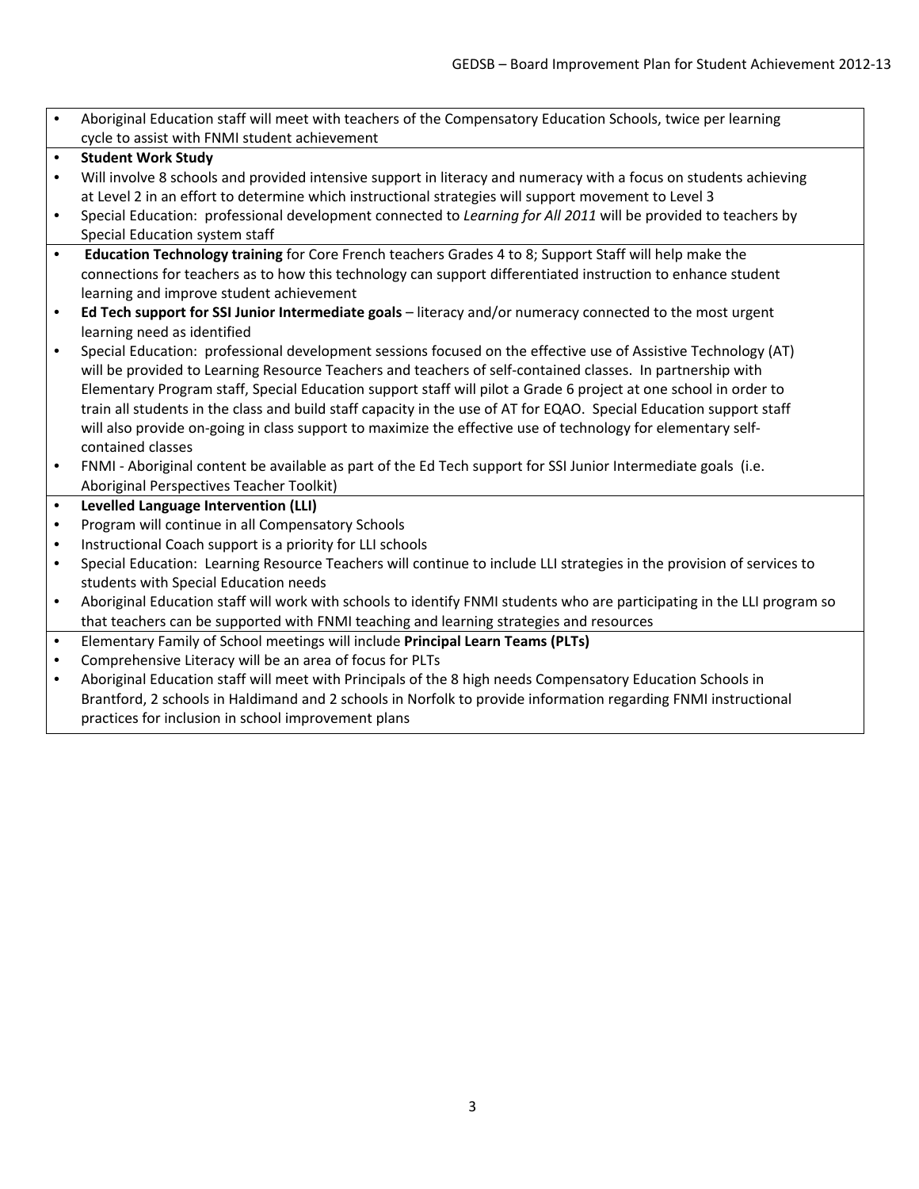- Aboriginal Education staff will meet with teachers of the Compensatory Education Schools, twice per learning cycle to assist with FNMI student achievement

---

- **Student Work Study**
- Will involve 8 schools and provided intensive support in literacy and numeracy with a focus on students achieving at Level 2 in an effort to determine which instructional strategies will support movement to Level 3
- Special Education: professional development connected to *Learning for All 2011* will be provided to teachers by Special Education system staff

---

- **Education Technology training** for Core French teachers Grades 4 to 8; Support Staff will help make the connections for teachers as to how this technology can support differentiated instruction to enhance student learning and improve student achievement
- **Ed Tech support for SSI Junior Intermediate goals** – literacy and/or numeracy connected to the most urgent learning need as identified
- Special Education: professional development sessions focused on the effective use of Assistive Technology (AT) will be provided to Learning Resource Teachers and teachers of self-contained classes. In partnership with Elementary Program staff, Special Education support staff will pilot a Grade 6 project at one school in order to train all students in the class and build staff capacity in the use of AT for EQAO. Special Education support staff will also provide on-going in class support to maximize the effective use of technology for elementary self-contained classes
- FNMI - Aboriginal content be available as part of the Ed Tech support for SSI Junior Intermediate goals (i.e. Aboriginal Perspectives Teacher Toolkit)

---

- **Levelled Language Intervention (LLI)**
- Program will continue in all Compensatory Schools
- Instructional Coach support is a priority for LLI schools
- Special Education: Learning Resource Teachers will continue to include LLI strategies in the provision of services to students with Special Education needs
- Aboriginal Education staff will work with schools to identify FNMI students who are participating in the LLI program so that teachers can be supported with FNMI teaching and learning strategies and resources

---

- Elementary Family of School meetings will include **Principal Learn Teams (PLTs)**
- Comprehensive Literacy will be an area of focus for PLTs
- Aboriginal Education staff will meet with Principals of the 8 high needs Compensatory Education Schools in Brantford, 2 schools in Haldimand and 2 schools in Norfolk to provide information regarding FNMI instructional practices for inclusion in school improvement plans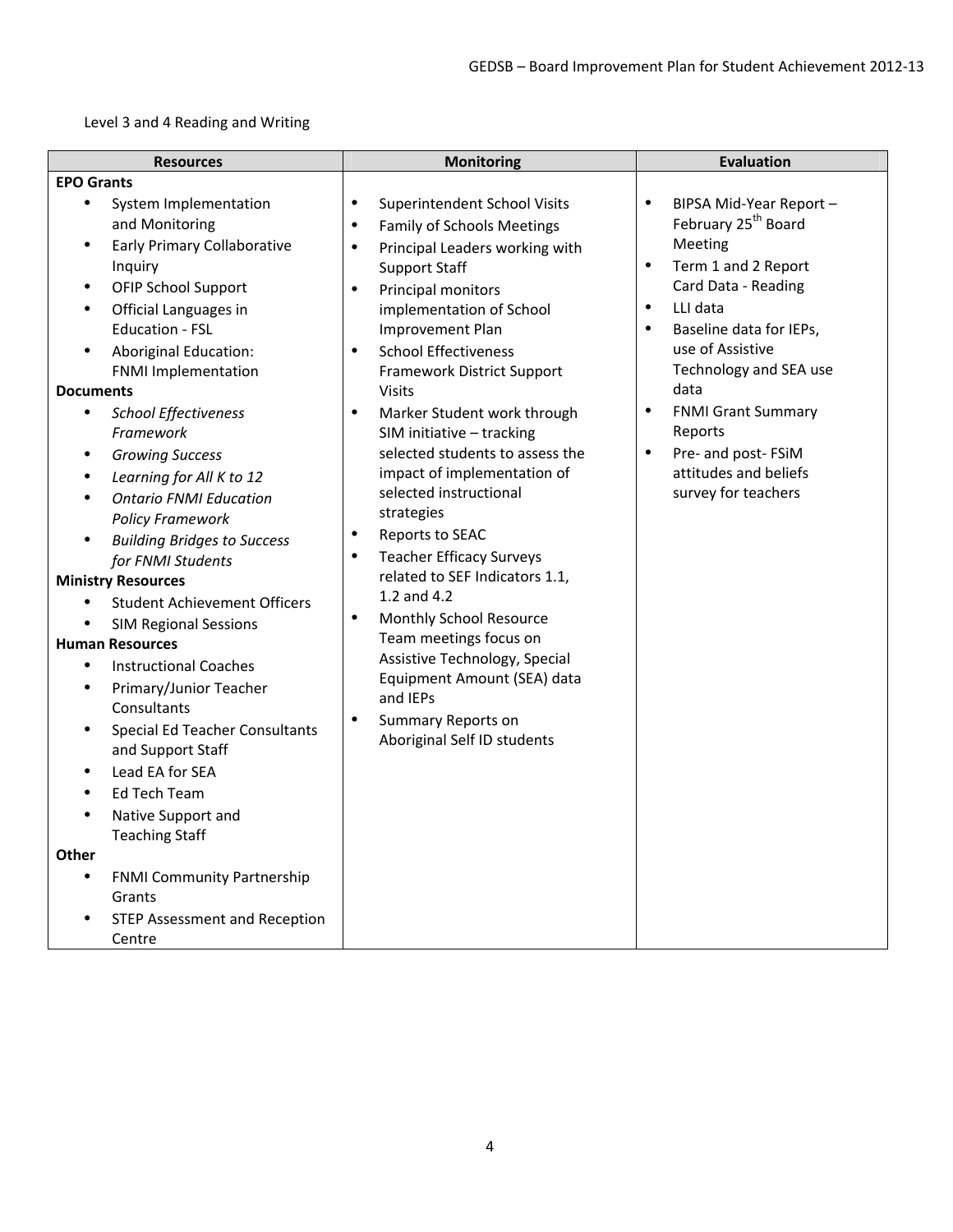Level 3 and 4 Reading and Writing

| Resources | Monitoring | Evaluation |
|---|---|---|
| **EPO Grants**<br>• System Implementation and Monitoring<br>• Early Primary Collaborative Inquiry<br>• OFIP School Support<br>• Official Languages in Education - FSL<br>• Aboriginal Education: FNMI Implementation<br>**Documents**<br>• *School Effectiveness Framework*<br>• *Growing Success*<br>• *Learning for All K to 12*<br>• *Ontario FNMI Education Policy Framework*<br>• *Building Bridges to Success for FNMI Students*<br>**Ministry Resources**<br>• Student Achievement Officers<br>• SIM Regional Sessions<br>**Human Resources**<br>• Instructional Coaches<br>• Primary/Junior Teacher Consultants<br>• Special Ed Teacher Consultants and Support Staff<br>• Lead EA for SEA<br>• Ed Tech Team<br>• Native Support and Teaching Staff<br>**Other**<br>• FNMI Community Partnership Grants<br>• STEP Assessment and Reception Centre | • Superintendent School Visits<br>• Family of Schools Meetings<br>• Principal Leaders working with Support Staff<br>• Principal monitors implementation of School Improvement Plan<br>• School Effectiveness Framework District Support Visits<br>• Marker Student work through SIM initiative – tracking selected students to assess the impact of implementation of selected instructional strategies<br>• Reports to SEAC<br>• Teacher Efficacy Surveys related to SEF Indicators 1.1, 1.2 and 4.2<br>• Monthly School Resource Team meetings focus on Assistive Technology, Special Equipment Amount (SEA) data and IEPs<br>• Summary Reports on Aboriginal Self ID students | • BIPSA Mid-Year Report – February 25th Board Meeting<br>• Term 1 and 2 Report Card Data - Reading<br>• LLI data<br>• Baseline data for IEPs, use of Assistive Technology and SEA use data<br>• FNMI Grant Summary Reports<br>• Pre- and post- FSiM attitudes and beliefs survey for teachers |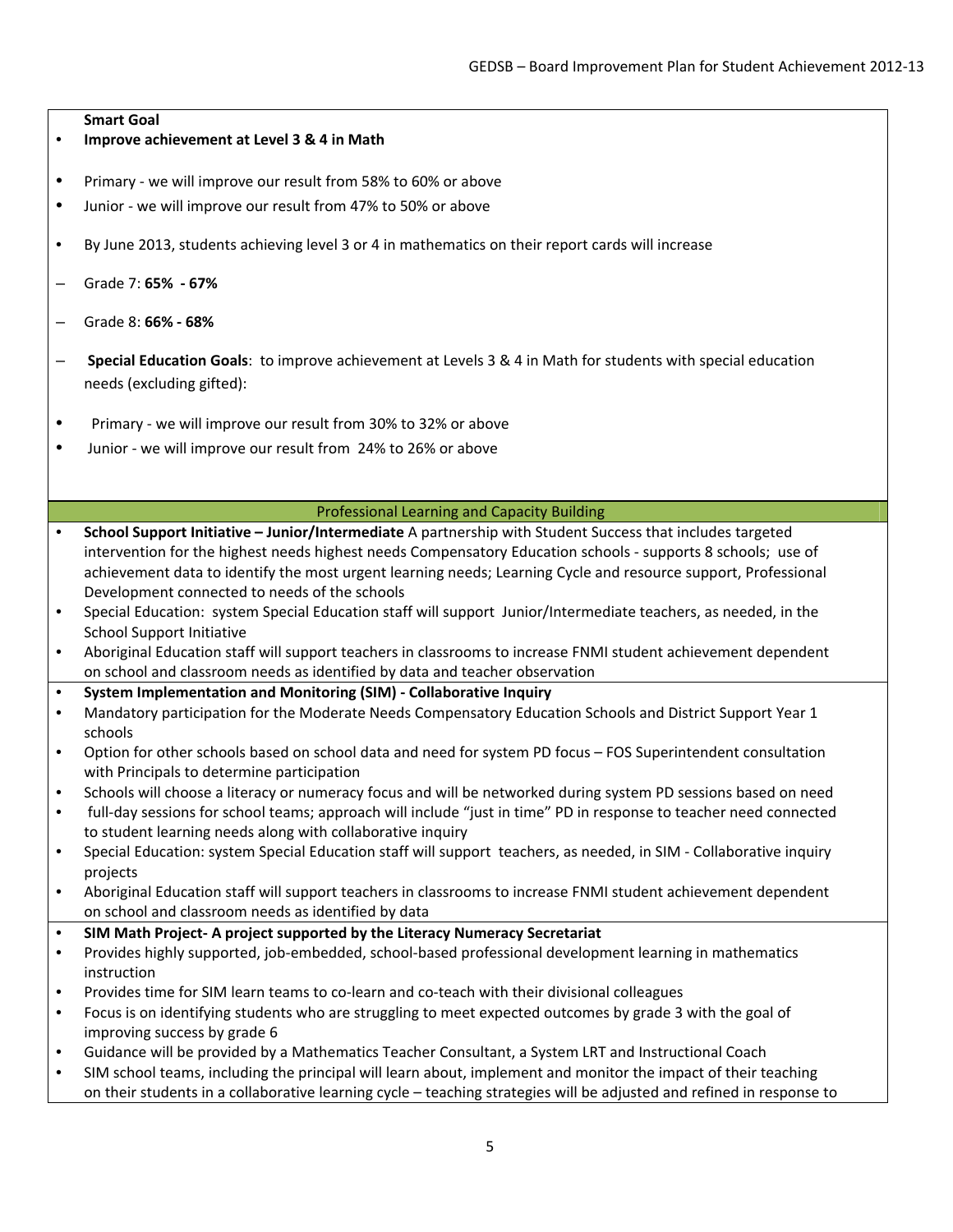**Smart Goal**

- **Improve achievement at Level 3 & 4 in Math**

- Primary - we will improve our result from 58% to 60% or above
- Junior - we will improve our result from 47% to 50% or above

- By June 2013, students achieving level 3 or 4 in mathematics on their report cards will increase

– Grade 7: **65% - 67%**

– Grade 8: **66% - 68%**

– **Special Education Goals**: to improve achievement at Levels 3 & 4 in Math for students with special education needs (excluding gifted):

- Primary - we will improve our result from 30% to 32% or above
- Junior - we will improve our result from 24% to 26% or above

## Professional Learning and Capacity Building

- **School Support Initiative – Junior/Intermediate** A partnership with Student Success that includes targeted intervention for the highest needs highest needs Compensatory Education schools - supports 8 schools; use of achievement data to identify the most urgent learning needs; Learning Cycle and resource support, Professional Development connected to needs of the schools
- Special Education: system Special Education staff will support Junior/Intermediate teachers, as needed, in the School Support Initiative
- Aboriginal Education staff will support teachers in classrooms to increase FNMI student achievement dependent on school and classroom needs as identified by data and teacher observation

- **System Implementation and Monitoring (SIM) - Collaborative Inquiry**
- Mandatory participation for the Moderate Needs Compensatory Education Schools and District Support Year 1 schools
- Option for other schools based on school data and need for system PD focus – FOS Superintendent consultation with Principals to determine participation
- Schools will choose a literacy or numeracy focus and will be networked during system PD sessions based on need
- full-day sessions for school teams; approach will include "just in time" PD in response to teacher need connected to student learning needs along with collaborative inquiry
- Special Education: system Special Education staff will support teachers, as needed, in SIM - Collaborative inquiry projects
- Aboriginal Education staff will support teachers in classrooms to increase FNMI student achievement dependent on school and classroom needs as identified by data

- **SIM Math Project- A project supported by the Literacy Numeracy Secretariat**
- Provides highly supported, job-embedded, school-based professional development learning in mathematics instruction
- Provides time for SIM learn teams to co-learn and co-teach with their divisional colleagues
- Focus is on identifying students who are struggling to meet expected outcomes by grade 3 with the goal of improving success by grade 6
- Guidance will be provided by a Mathematics Teacher Consultant, a System LRT and Instructional Coach
- SIM school teams, including the principal will learn about, implement and monitor the impact of their teaching on their students in a collaborative learning cycle – teaching strategies will be adjusted and refined in response to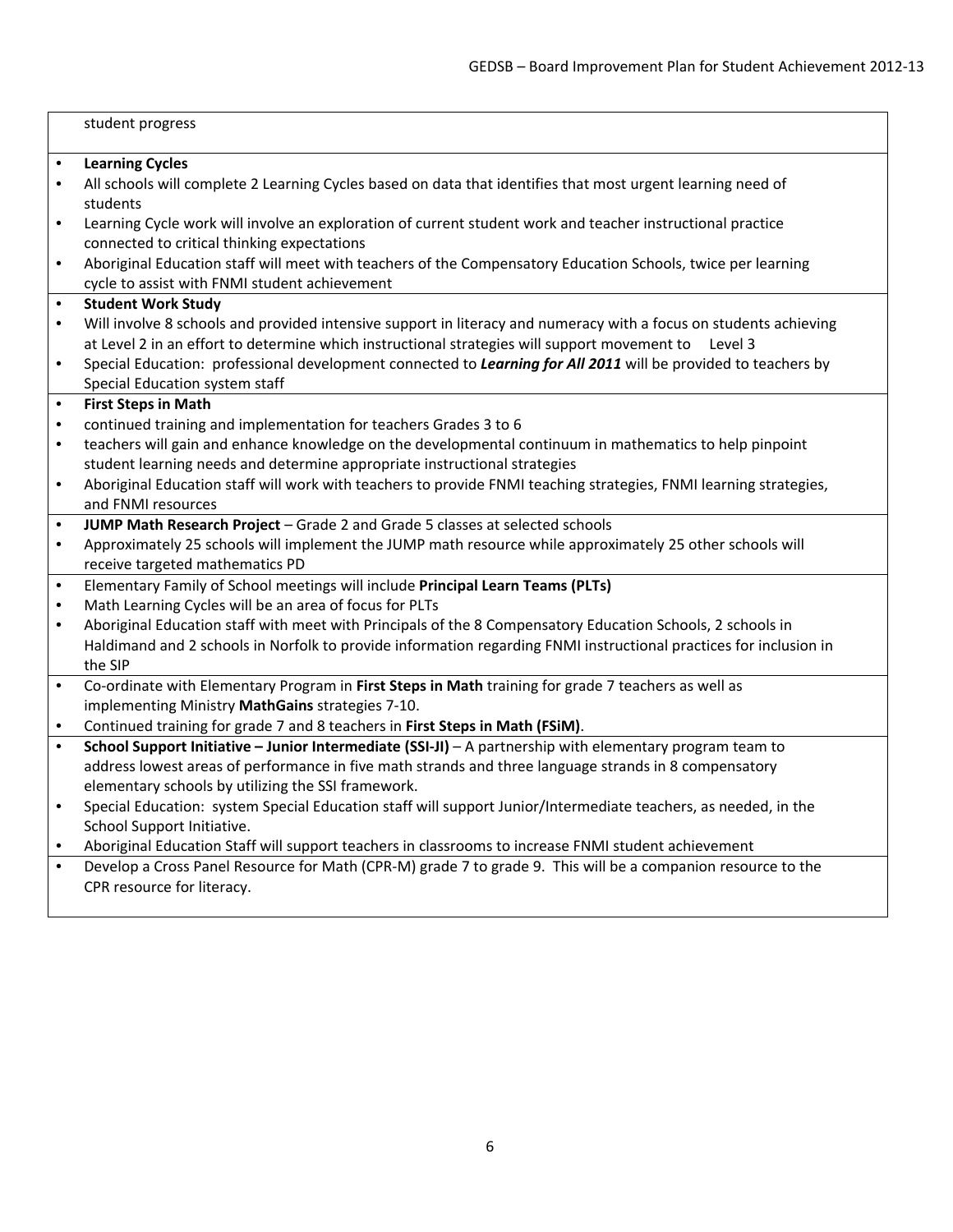student progress

- **Learning Cycles**
- All schools will complete 2 Learning Cycles based on data that identifies that most urgent learning need of students
- Learning Cycle work will involve an exploration of current student work and teacher instructional practice connected to critical thinking expectations
- Aboriginal Education staff will meet with teachers of the Compensatory Education Schools, twice per learning cycle to assist with FNMI student achievement

- **Student Work Study**
- Will involve 8 schools and provided intensive support in literacy and numeracy with a focus on students achieving at Level 2 in an effort to determine which instructional strategies will support movement to Level 3
- Special Education: professional development connected to ***Learning for All 2011*** will be provided to teachers by Special Education system staff

- **First Steps in Math**
- continued training and implementation for teachers Grades 3 to 6
- teachers will gain and enhance knowledge on the developmental continuum in mathematics to help pinpoint student learning needs and determine appropriate instructional strategies
- Aboriginal Education staff will work with teachers to provide FNMI teaching strategies, FNMI learning strategies, and FNMI resources

- **JUMP Math Research Project** – Grade 2 and Grade 5 classes at selected schools
- Approximately 25 schools will implement the JUMP math resource while approximately 25 other schools will receive targeted mathematics PD

- Elementary Family of School meetings will include **Principal Learn Teams (PLTs)**
- Math Learning Cycles will be an area of focus for PLTs
- Aboriginal Education staff with meet with Principals of the 8 Compensatory Education Schools, 2 schools in Haldimand and 2 schools in Norfolk to provide information regarding FNMI instructional practices for inclusion in the SIP

- Co-ordinate with Elementary Program in **First Steps in Math** training for grade 7 teachers as well as implementing Ministry **MathGains** strategies 7-10.
- Continued training for grade 7 and 8 teachers in **First Steps in Math (FSiM)**.

- **School Support Initiative – Junior Intermediate (SSI-JI)** – A partnership with elementary program team to address lowest areas of performance in five math strands and three language strands in 8 compensatory elementary schools by utilizing the SSI framework.
- Special Education: system Special Education staff will support Junior/Intermediate teachers, as needed, in the School Support Initiative.
- Aboriginal Education Staff will support teachers in classrooms to increase FNMI student achievement

- Develop a Cross Panel Resource for Math (CPR-M) grade 7 to grade 9. This will be a companion resource to the CPR resource for literacy.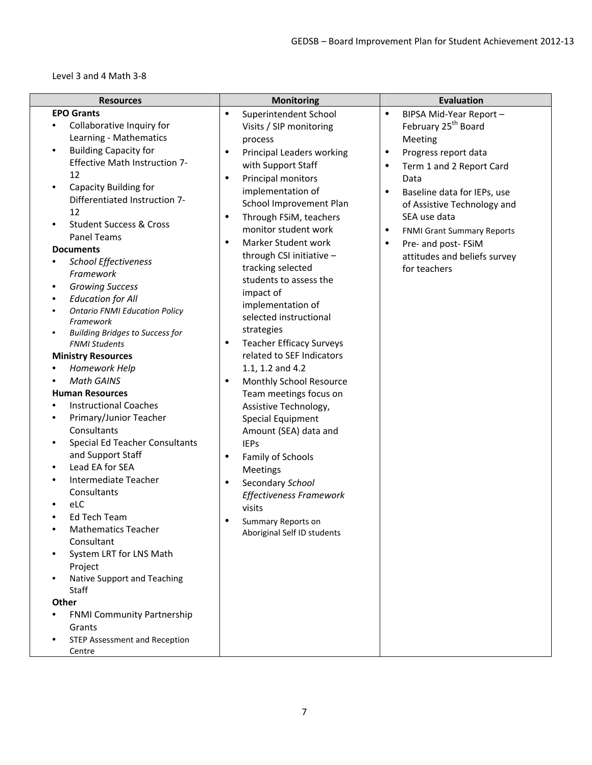Level 3 and 4 Math 3-8

| Resources | Monitoring | Evaluation |
|---|---|---|
| **EPO Grants**<br>• Collaborative Inquiry for Learning - Mathematics<br>• Building Capacity for Effective Math Instruction 7-12<br>• Capacity Building for Differentiated Instruction 7-12<br>• Student Success & Cross Panel Teams<br>**Documents**<br>• *School Effectiveness Framework*<br>• *Growing Success*<br>• *Education for All*<br>• *Ontario FNMI Education Policy Framework*<br>• *Building Bridges to Success for FNMI Students*<br>**Ministry Resources**<br>• *Homework Help*<br>• *Math GAINS*<br>**Human Resources**<br>• Instructional Coaches<br>• Primary/Junior Teacher Consultants<br>• Special Ed Teacher Consultants and Support Staff<br>• Lead EA for SEA<br>• Intermediate Teacher Consultants<br>• eLC<br>• Ed Tech Team<br>• Mathematics Teacher Consultant<br>• System LRT for LNS Math Project<br>• Native Support and Teaching Staff<br>**Other**<br>• FNMI Community Partnership Grants<br>• STEP Assessment and Reception Centre | • Superintendent School Visits / SIP monitoring process<br>• Principal Leaders working with Support Staff<br>• Principal monitors implementation of School Improvement Plan<br>• Through FSiM, teachers monitor student work<br>• Marker Student work through CSI initiative – tracking selected students to assess the impact of implementation of selected instructional strategies<br>• Teacher Efficacy Surveys related to SEF Indicators 1.1, 1.2 and 4.2<br>• Monthly School Resource Team meetings focus on Assistive Technology, Special Equipment Amount (SEA) data and IEPs<br>• Family of Schools Meetings<br>• Secondary *School Effectiveness Framework* visits<br>• Summary Reports on Aboriginal Self ID students | • BIPSA Mid-Year Report – February 25th Board Meeting<br>• Progress report data<br>• Term 1 and 2 Report Card Data<br>• Baseline data for IEPs, use of Assistive Technology and SEA use data<br>• FNMI Grant Summary Reports<br>• Pre- and post- FSiM attitudes and beliefs survey for teachers |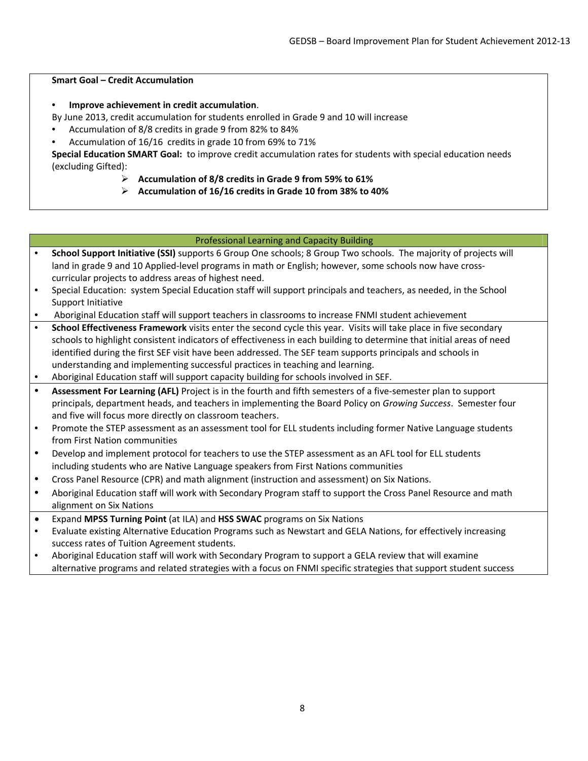**Smart Goal – Credit Accumulation**

- **Improve achievement in credit accumulation**.

By June 2013, credit accumulation for students enrolled in Grade 9 and 10 will increase

- Accumulation of 8/8 credits in grade 9 from 82% to 84%
- Accumulation of 16/16 credits in grade 10 from 69% to 71%

**Special Education SMART Goal:** to improve credit accumulation rates for students with special education needs (excluding Gifted):

- **Accumulation of 8/8 credits in Grade 9 from 59% to 61%**
- **Accumulation of 16/16 credits in Grade 10 from 38% to 40%**

| Professional Learning and Capacity Building |
|---|
| • **School Support Initiative (SSI)** supports 6 Group One schools; 8 Group Two schools. The majority of projects will land in grade 9 and 10 Applied-level programs in math or English; however, some schools now have cross-curricular projects to address areas of highest need.<br>• Special Education: system Special Education staff will support principals and teachers, as needed, in the School Support Initiative<br>• Aboriginal Education staff will support teachers in classrooms to increase FNMI student achievement |
| • **School Effectiveness Framework** visits enter the second cycle this year. Visits will take place in five secondary schools to highlight consistent indicators of effectiveness in each building to determine that initial areas of need identified during the first SEF visit have been addressed. The SEF team supports principals and schools in understanding and implementing successful practices in teaching and learning.<br>• Aboriginal Education staff will support capacity building for schools involved in SEF. |
| • **Assessment For Learning (AFL)** Project is in the fourth and fifth semesters of a five-semester plan to support principals, department heads, and teachers in implementing the Board Policy on *Growing Success*. Semester four and five will focus more directly on classroom teachers.<br>• Promote the STEP assessment as an assessment tool for ELL students including former Native Language students from First Nation communities<br>• Develop and implement protocol for teachers to use the STEP assessment as an AFL tool for ELL students including students who are Native Language speakers from First Nations communities<br>• Cross Panel Resource (CPR) and math alignment (instruction and assessment) on Six Nations.<br>• Aboriginal Education staff will work with Secondary Program staff to support the Cross Panel Resource and math alignment on Six Nations |
| • Expand **MPSS Turning Point** (at ILA) and **HSS SWAC** programs on Six Nations<br>• Evaluate existing Alternative Education Programs such as Newstart and GELA Nations, for effectively increasing success rates of Tuition Agreement students.<br>• Aboriginal Education staff will work with Secondary Program to support a GELA review that will examine alternative programs and related strategies with a focus on FNMI specific strategies that support student success |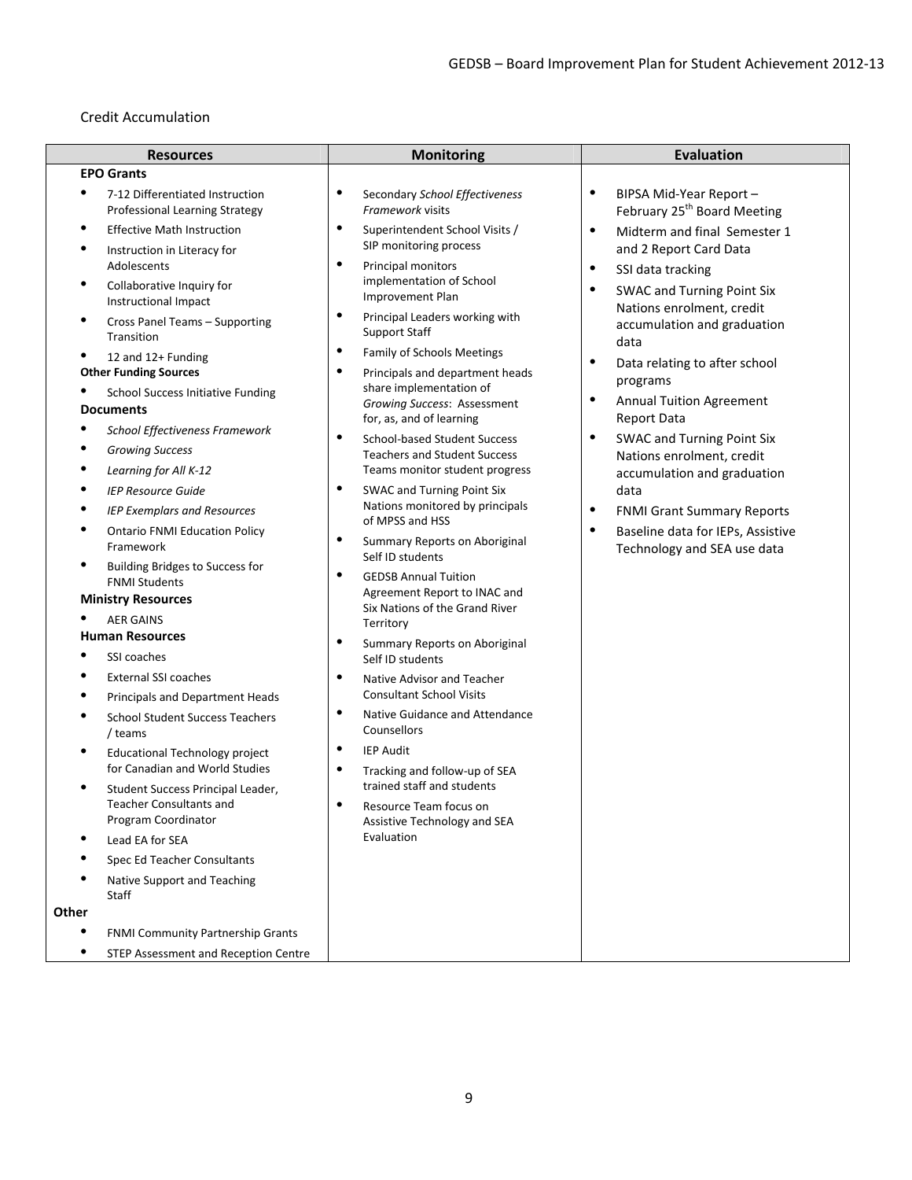Credit Accumulation

| Resources | Monitoring | Evaluation |
|---|---|---|
| **EPO Grants**<br>• 7-12 Differentiated Instruction Professional Learning Strategy<br>• Effective Math Instruction<br>• Instruction in Literacy for Adolescents<br>• Collaborative Inquiry for Instructional Impact<br>• Cross Panel Teams – Supporting Transition<br>• 12 and 12+ Funding<br>**Other Funding Sources**<br>• School Success Initiative Funding<br>**Documents**<br>• *School Effectiveness Framework*<br>• *Growing Success*<br>• *Learning for All K-12*<br>• *IEP Resource Guide*<br>• *IEP Exemplars and Resources*<br>• Ontario FNMI Education Policy Framework<br>• Building Bridges to Success for FNMI Students<br>**Ministry Resources**<br>• AER GAINS<br>**Human Resources**<br>• SSI coaches<br>• External SSI coaches<br>• Principals and Department Heads<br>• School Student Success Teachers / teams<br>• Educational Technology project for Canadian and World Studies<br>• Student Success Principal Leader, Teacher Consultants and Program Coordinator<br>• Lead EA for SEA<br>• Spec Ed Teacher Consultants<br>• Native Support and Teaching Staff<br>**Other**<br>• FNMI Community Partnership Grants<br>• STEP Assessment and Reception Centre | • Secondary *School Effectiveness Framework* visits<br>• Superintendent School Visits / SIP monitoring process<br>• Principal monitors implementation of School Improvement Plan<br>• Principal Leaders working with Support Staff<br>• Family of Schools Meetings<br>• Principals and department heads share implementation of *Growing Success*: Assessment for, as, and of learning<br>• School-based Student Success Teachers and Student Success Teams monitor student progress<br>• SWAC and Turning Point Six Nations monitored by principals of MPSS and HSS<br>• Summary Reports on Aboriginal Self ID students<br>• GEDSB Annual Tuition Agreement Report to INAC and Six Nations of the Grand River Territory<br>• Summary Reports on Aboriginal Self ID students<br>• Native Advisor and Teacher Consultant School Visits<br>• Native Guidance and Attendance Counsellors<br>• IEP Audit<br>• Tracking and follow-up of SEA trained staff and students<br>• Resource Team focus on Assistive Technology and SEA Evaluation | • BIPSA Mid-Year Report – February 25th Board Meeting<br>• Midterm and final Semester 1 and 2 Report Card Data<br>• SSI data tracking<br>• SWAC and Turning Point Six Nations enrolment, credit accumulation and graduation data<br>• Data relating to after school programs<br>• Annual Tuition Agreement Report Data<br>• SWAC and Turning Point Six Nations enrolment, credit accumulation and graduation data<br>• FNMI Grant Summary Reports<br>• Baseline data for IEPs, Assistive Technology and SEA use data |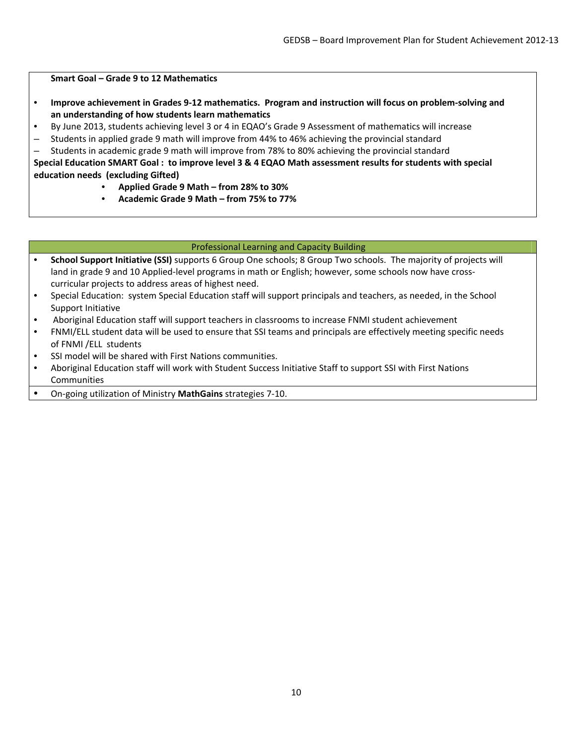**Smart Goal – Grade 9 to 12 Mathematics**

- **Improve achievement in Grades 9-12 mathematics. Program and instruction will focus on problem-solving and an understanding of how students learn mathematics**
- By June 2013, students achieving level 3 or 4 in EQAO's Grade 9 Assessment of mathematics will increase
  - Students in applied grade 9 math will improve from 44% to 46% achieving the provincial standard
  - Students in academic grade 9 math will improve from 78% to 80% achieving the provincial standard

**Special Education SMART Goal : to improve level 3 & 4 EQAO Math assessment results for students with special education needs (excluding Gifted)**

- **Applied Grade 9 Math – from 28% to 30%**
- **Academic Grade 9 Math – from 75% to 77%**

## Professional Learning and Capacity Building

- **School Support Initiative (SSI)** supports 6 Group One schools; 8 Group Two schools. The majority of projects will land in grade 9 and 10 Applied-level programs in math or English; however, some schools now have cross-curricular projects to address areas of highest need.
- Special Education: system Special Education staff will support principals and teachers, as needed, in the School Support Initiative
- Aboriginal Education staff will support teachers in classrooms to increase FNMI student achievement
- FNMI/ELL student data will be used to ensure that SSI teams and principals are effectively meeting specific needs of FNMI /ELL students
- SSI model will be shared with First Nations communities.
- Aboriginal Education staff will work with Student Success Initiative Staff to support SSI with First Nations Communities
- On-going utilization of Ministry **MathGains** strategies 7-10.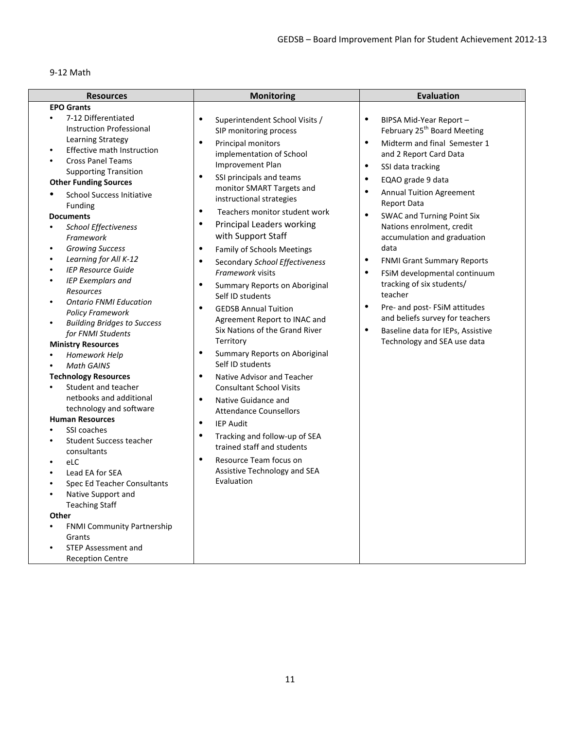9-12 Math

| Resources | Monitoring | Evaluation |
|---|---|---|
| **EPO Grants**<br>• 7-12 Differentiated Instruction Professional Learning Strategy<br>• Effective math Instruction<br>• Cross Panel Teams Supporting Transition<br>**Other Funding Sources**<br>• School Success Initiative Funding<br>**Documents**<br>• *School Effectiveness Framework*<br>• *Growing Success*<br>• *Learning for All K-12*<br>• *IEP Resource Guide*<br>• *IEP Exemplars and Resources*<br>• *Ontario FNMI Education Policy Framework*<br>• *Building Bridges to Success for FNMI Students*<br>**Ministry Resources**<br>• *Homework Help*<br>• *Math GAINS*<br>**Technology Resources**<br>• Student and teacher netbooks and additional technology and software<br>**Human Resources**<br>• SSI coaches<br>• Student Success teacher consultants<br>• eLC<br>• Lead EA for SEA<br>• Spec Ed Teacher Consultants<br>• Native Support and Teaching Staff<br>**Other**<br>• FNMI Community Partnership Grants<br>• STEP Assessment and Reception Centre | • Superintendent School Visits / SIP monitoring process<br>• Principal monitors implementation of School Improvement Plan<br>• SSI principals and teams monitor SMART Targets and instructional strategies<br>• Teachers monitor student work<br>• Principal Leaders working with Support Staff<br>• Family of Schools Meetings<br>• Secondary *School Effectiveness Framework* visits<br>• Summary Reports on Aboriginal Self ID students<br>• GEDSB Annual Tuition Agreement Report to INAC and Six Nations of the Grand River Territory<br>• Summary Reports on Aboriginal Self ID students<br>• Native Advisor and Teacher Consultant School Visits<br>• Native Guidance and Attendance Counsellors<br>• IEP Audit<br>• Tracking and follow-up of SEA trained staff and students<br>• Resource Team focus on Assistive Technology and SEA Evaluation | • BIPSA Mid-Year Report – February 25th Board Meeting<br>• Midterm and final Semester 1 and 2 Report Card Data<br>• SSI data tracking<br>• EQAO grade 9 data<br>• Annual Tuition Agreement Report Data<br>• SWAC and Turning Point Six Nations enrolment, credit accumulation and graduation data<br>• FNMI Grant Summary Reports<br>• FSiM developmental continuum tracking of six students/ teacher<br>• Pre- and post- FSiM attitudes and beliefs survey for teachers<br>• Baseline data for IEPs, Assistive Technology and SEA use data |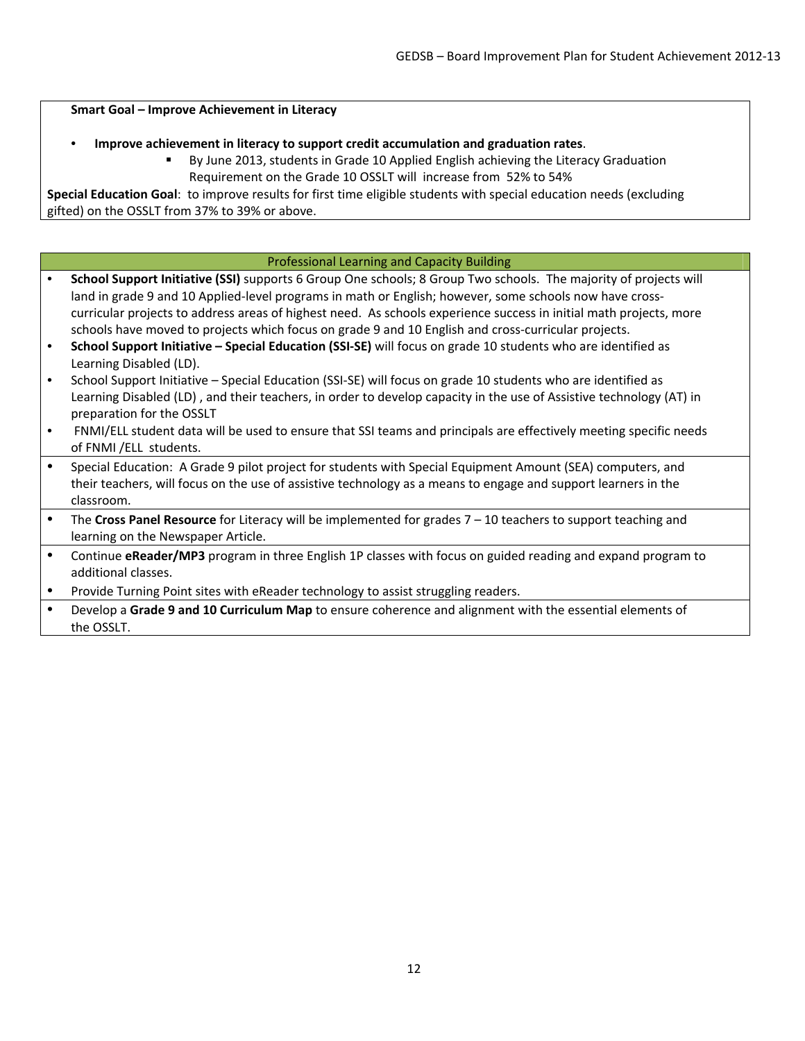**Smart Goal – Improve Achievement in Literacy**

- **Improve achievement in literacy to support credit accumulation and graduation rates**.
  - By June 2013, students in Grade 10 Applied English achieving the Literacy Graduation Requirement on the Grade 10 OSSLT will increase from 52% to 54%

**Special Education Goal**: to improve results for first time eligible students with special education needs (excluding gifted) on the OSSLT from 37% to 39% or above.

## Professional Learning and Capacity Building

- **School Support Initiative (SSI)** supports 6 Group One schools; 8 Group Two schools. The majority of projects will land in grade 9 and 10 Applied-level programs in math or English; however, some schools now have cross-curricular projects to address areas of highest need. As schools experience success in initial math projects, more schools have moved to projects which focus on grade 9 and 10 English and cross-curricular projects.
- **School Support Initiative – Special Education (SSI-SE)** will focus on grade 10 students who are identified as Learning Disabled (LD).
- School Support Initiative – Special Education (SSI-SE) will focus on grade 10 students who are identified as Learning Disabled (LD), and their teachers, in order to develop capacity in the use of Assistive technology (AT) in preparation for the OSSLT
- FNMI/ELL student data will be used to ensure that SSI teams and principals are effectively meeting specific needs of FNMI /ELL students.
- Special Education: A Grade 9 pilot project for students with Special Equipment Amount (SEA) computers, and their teachers, will focus on the use of assistive technology as a means to engage and support learners in the classroom.
- The **Cross Panel Resource** for Literacy will be implemented for grades 7 – 10 teachers to support teaching and learning on the Newspaper Article.
- Continue **eReader/MP3** program in three English 1P classes with focus on guided reading and expand program to additional classes.
- Provide Turning Point sites with eReader technology to assist struggling readers.
- Develop a **Grade 9 and 10 Curriculum Map** to ensure coherence and alignment with the essential elements of the OSSLT.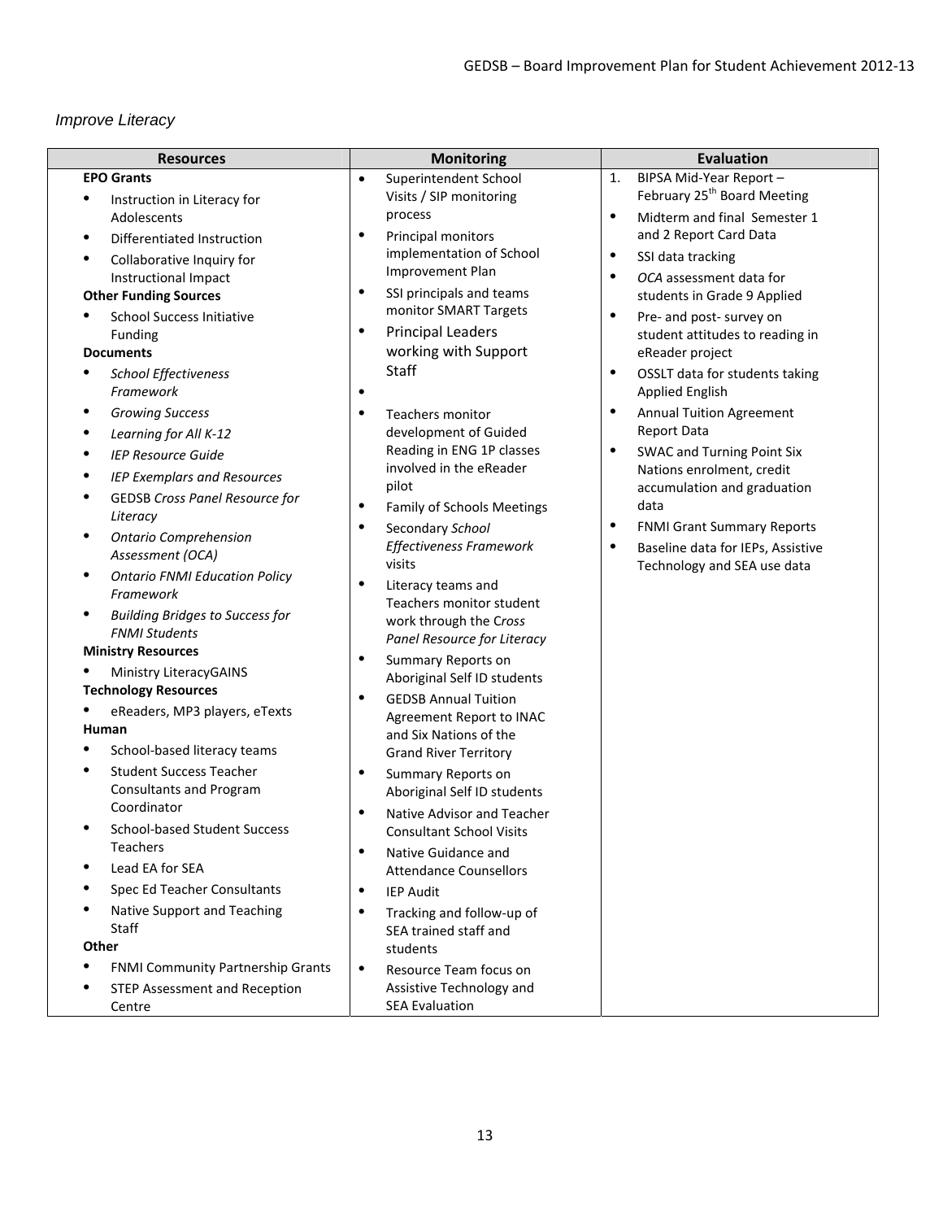*Improve Literacy*

| Resources | Monitoring | Evaluation |
|---|---|---|
| **EPO Grants**<br>• Instruction in Literacy for Adolescents<br>• Differentiated Instruction<br>• Collaborative Inquiry for Instructional Impact<br>**Other Funding Sources**<br>• School Success Initiative Funding<br>**Documents**<br>• *School Effectiveness Framework*<br>• *Growing Success*<br>• *Learning for All K-12*<br>• *IEP Resource Guide*<br>• *IEP Exemplars and Resources*<br>• GEDSB *Cross Panel Resource for Literacy*<br>• *Ontario Comprehension Assessment (OCA)*<br>• *Ontario FNMI Education Policy Framework*<br>• *Building Bridges to Success for FNMI Students*<br>**Ministry Resources**<br>• Ministry LiteracyGAINS<br>**Technology Resources**<br>• eReaders, MP3 players, eTexts<br>**Human**<br>• School-based literacy teams<br>• Student Success Teacher Consultants and Program Coordinator<br>• School-based Student Success Teachers<br>• Lead EA for SEA<br>• Spec Ed Teacher Consultants<br>• Native Support and Teaching Staff<br>**Other**<br>• FNMI Community Partnership Grants<br>• STEP Assessment and Reception Centre | • Superintendent School Visits / SIP monitoring process<br>• Principal monitors implementation of School Improvement Plan<br>• SSI principals and teams monitor SMART Targets<br>• Principal Leaders working with Support Staff<br>•<br>• Teachers monitor development of Guided Reading in ENG 1P classes involved in the eReader pilot<br>• Family of Schools Meetings<br>• Secondary *School Effectiveness Framework* visits<br>• Literacy teams and Teachers monitor student work through the *Cross Panel Resource for Literacy*<br>• Summary Reports on Aboriginal Self ID students<br>• GEDSB Annual Tuition Agreement Report to INAC and Six Nations of the Grand River Territory<br>• Summary Reports on Aboriginal Self ID students<br>• Native Advisor and Teacher Consultant School Visits<br>• Native Guidance and Attendance Counsellors<br>• IEP Audit<br>• Tracking and follow-up of SEA trained staff and students<br>• Resource Team focus on Assistive Technology and SEA Evaluation | 1. BIPSA Mid-Year Report – February 25th Board Meeting<br>• Midterm and final Semester 1 and 2 Report Card Data<br>• SSI data tracking<br>• *OCA* assessment data for students in Grade 9 Applied<br>• Pre- and post- survey on student attitudes to reading in eReader project<br>• OSSLT data for students taking Applied English<br>• Annual Tuition Agreement Report Data<br>• SWAC and Turning Point Six Nations enrolment, credit accumulation and graduation data<br>• FNMI Grant Summary Reports<br>• Baseline data for IEPs, Assistive Technology and SEA use data |